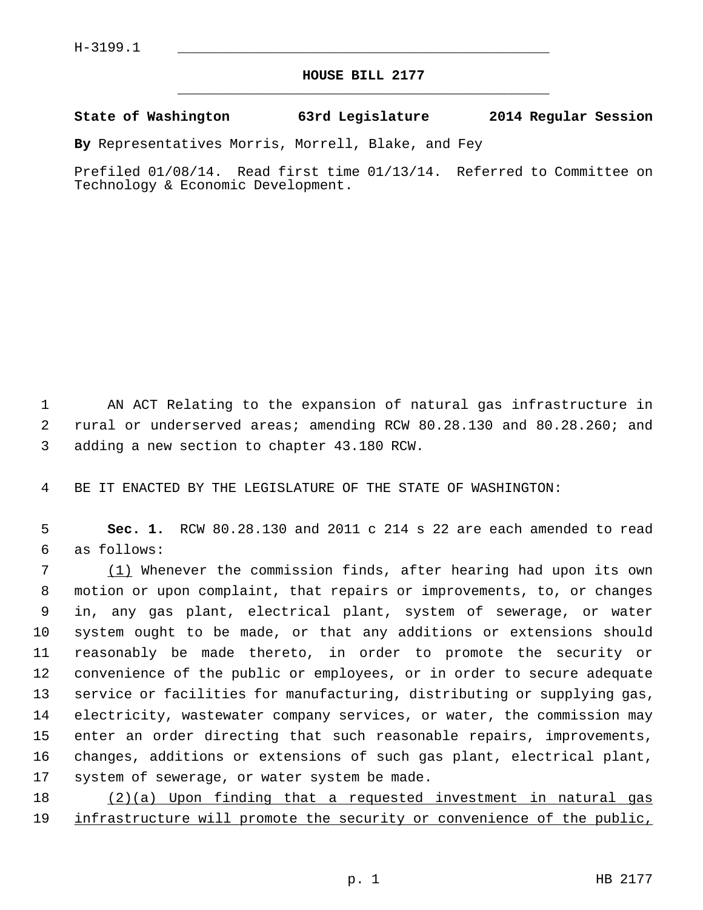H-3199.1

# HOUSE BILL 2177

**State of Washington 63rd Legislature 2014 Regular Session**

**By** Representatives Morris, Morrell, Blake, and Fey

Prefiled 01/08/14. Read first time 01/13/14. Referred to Committee on Technology & Economic Development.

AN ACT Relating to the expansion of natural gas infrastructure in rural or underserved areas; amending RCW 80.28.130 and 80.28.260; and adding a new section to chapter 43.180 RCW.

BE IT ENACTED BY THE LEGISLATURE OF THE STATE OF WASHINGTON:

**Sec. 1.** RCW 80.28.130 and 2011 c 214 s 22 are each amended to read as follows:

<u>(1)</u> Whenever the commission finds, after hearing had upon its own motion or upon complaint, that repairs or improvements, to, or changes in, any gas plant, electrical plant, system of sewerage, or water system ought to be made, or that any additions or extensions should reasonably be made thereto, in order to promote the security or convenience of the public or employees, or in order to secure adequate service or facilities for manufacturing, distributing or supplying gas, electricity, wastewater company services, or water, the commission may enter an order directing that such reasonable repairs, improvements, changes, additions or extensions of such gas plant, electrical plant, system of sewerage, or water system be made.

<u>(2)(a) Upon finding that a requested investment in natural gas infrastructure will promote the security or convenience of the public,</u>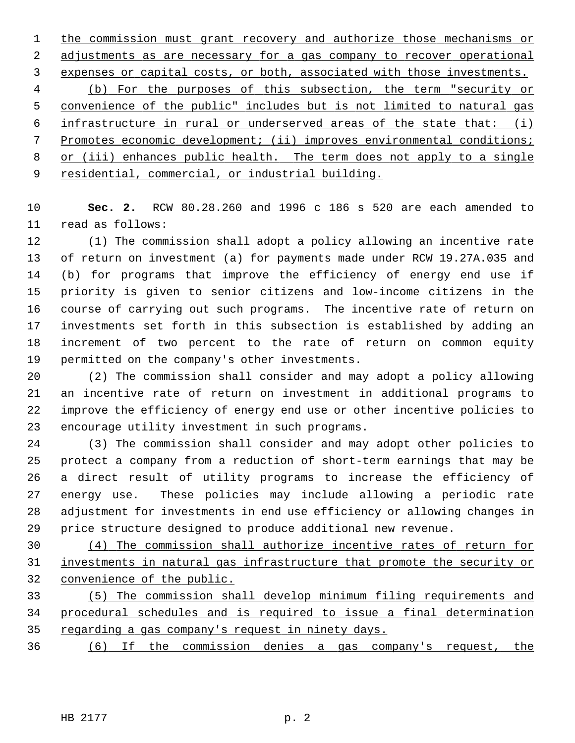<u>the commission must grant recovery and authorize those mechanisms or adjustments as are necessary for a gas company to recover operational expenses or capital costs, or both, associated with those investments.</u>

<u>(b) For the purposes of this subsection, the term "security or convenience of the public" includes but is not limited to natural gas infrastructure in rural or underserved areas of the state that: (i) Promotes economic development; (ii) improves environmental conditions; or (iii) enhances public health. The term does not apply to a single residential, commercial, or industrial building.</u>

**Sec. 2.** RCW 80.28.260 and 1996 c 186 s 520 are each amended to read as follows:

(1) The commission shall adopt a policy allowing an incentive rate of return on investment (a) for payments made under RCW 19.27A.035 and (b) for programs that improve the efficiency of energy end use if priority is given to senior citizens and low-income citizens in the course of carrying out such programs. The incentive rate of return on investments set forth in this subsection is established by adding an increment of two percent to the rate of return on common equity permitted on the company's other investments.

(2) The commission shall consider and may adopt a policy allowing an incentive rate of return on investment in additional programs to improve the efficiency of energy end use or other incentive policies to encourage utility investment in such programs.

(3) The commission shall consider and may adopt other policies to protect a company from a reduction of short-term earnings that may be a direct result of utility programs to increase the efficiency of energy use. These policies may include allowing a periodic rate adjustment for investments in end use efficiency or allowing changes in price structure designed to produce additional new revenue.

<u>(4) The commission shall authorize incentive rates of return for investments in natural gas infrastructure that promote the security or convenience of the public.</u>

<u>(5) The commission shall develop minimum filing requirements and procedural schedules and is required to issue a final determination regarding a gas company's request in ninety days.</u>

<u>(6) If the commission denies a gas company's request, the</u>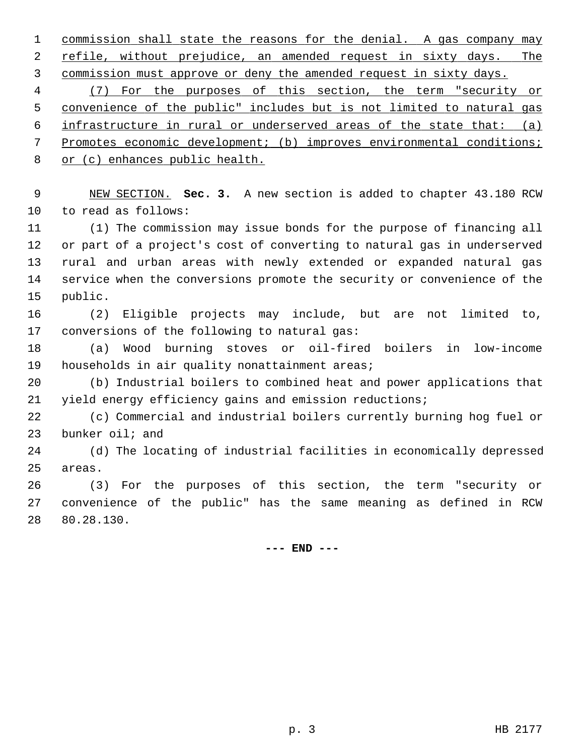commission shall state the reasons for the denial. A gas company may refile, without prejudice, an amended request in sixty days. The commission must approve or deny the amended request in sixty days.

(7) For the purposes of this section, the term "security or convenience of the public" includes but is not limited to natural gas infrastructure in rural or underserved areas of the state that: (a) Promotes economic development; (b) improves environmental conditions; or (c) enhances public health.

NEW SECTION. **Sec. 3.** A new section is added to chapter 43.180 RCW to read as follows:

(1) The commission may issue bonds for the purpose of financing all or part of a project's cost of converting to natural gas in underserved rural and urban areas with newly extended or expanded natural gas service when the conversions promote the security or convenience of the public.

(2) Eligible projects may include, but are not limited to, conversions of the following to natural gas:

(a) Wood burning stoves or oil-fired boilers in low-income households in air quality nonattainment areas;

(b) Industrial boilers to combined heat and power applications that yield energy efficiency gains and emission reductions;

(c) Commercial and industrial boilers currently burning hog fuel or bunker oil; and

(d) The locating of industrial facilities in economically depressed areas.

(3) For the purposes of this section, the term "security or convenience of the public" has the same meaning as defined in RCW 80.28.130.

**--- END ---**